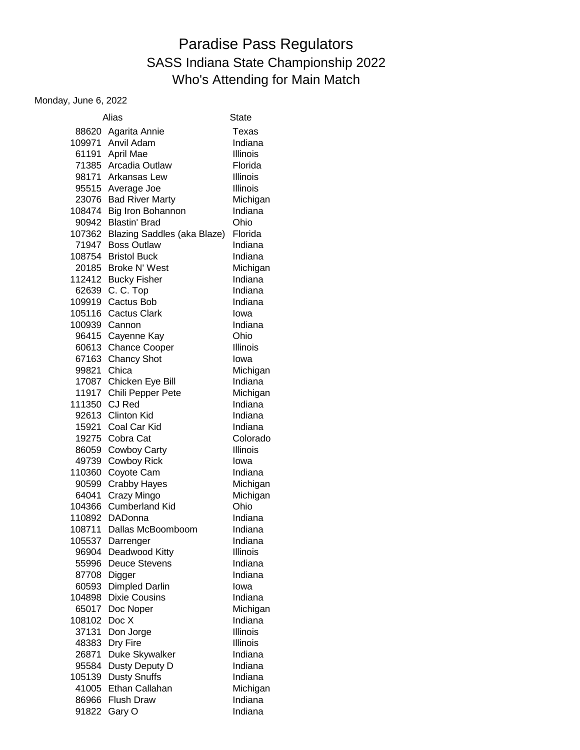# Paradise Pass Regulators

## SASS Indiana State Championship 2022

## Who's Attending for Main Match

Monday, June 6, 2022

| | Alias | State |
|---|---|---|
| 88620 | Agarita Annie | Texas |
| 109971 | Anvil Adam | Indiana |
| 61191 | April Mae | Illinois |
| 71385 | Arcadia Outlaw | Florida |
| 98171 | Arkansas Lew | Illinois |
| 95515 | Average Joe | Illinois |
| 23076 | Bad River Marty | Michigan |
| 108474 | Big Iron Bohannon | Indiana |
| 90942 | Blastin' Brad | Ohio |
| 107362 | Blazing Saddles (aka Blaze) | Florida |
| 71947 | Boss Outlaw | Indiana |
| 108754 | Bristol Buck | Indiana |
| 20185 | Broke N' West | Michigan |
| 112412 | Bucky Fisher | Indiana |
| 62639 | C. C. Top | Indiana |
| 109919 | Cactus Bob | Indiana |
| 105116 | Cactus Clark | Iowa |
| 100939 | Cannon | Indiana |
| 96415 | Cayenne Kay | Ohio |
| 60613 | Chance Cooper | Illinois |
| 67163 | Chancy Shot | Iowa |
| 99821 | Chica | Michigan |
| 17087 | Chicken Eye Bill | Indiana |
| 11917 | Chili Pepper Pete | Michigan |
| 111350 | CJ Red | Indiana |
| 92613 | Clinton Kid | Indiana |
| 15921 | Coal Car Kid | Indiana |
| 19275 | Cobra Cat | Colorado |
| 86059 | Cowboy Carty | Illinois |
| 49739 | Cowboy Rick | Iowa |
| 110360 | Coyote Cam | Indiana |
| 90599 | Crabby Hayes | Michigan |
| 64041 | Crazy Mingo | Michigan |
| 104366 | Cumberland Kid | Ohio |
| 110892 | DADonna | Indiana |
| 108711 | Dallas McBoomboom | Indiana |
| 105537 | Darrenger | Indiana |
| 96904 | Deadwood Kitty | Illinois |
| 55996 | Deuce Stevens | Indiana |
| 87708 | Digger | Indiana |
| 60593 | Dimpled Darlin | Iowa |
| 104898 | Dixie Cousins | Indiana |
| 65017 | Doc Noper | Michigan |
| 108102 | Doc X | Indiana |
| 37131 | Don Jorge | Illinois |
| 48383 | Dry Fire | Illinois |
| 26871 | Duke Skywalker | Indiana |
| 95584 | Dusty Deputy D | Indiana |
| 105139 | Dusty Snuffs | Indiana |
| 41005 | Ethan Callahan | Michigan |
| 86966 | Flush Draw | Indiana |
| 91822 | Gary O | Indiana |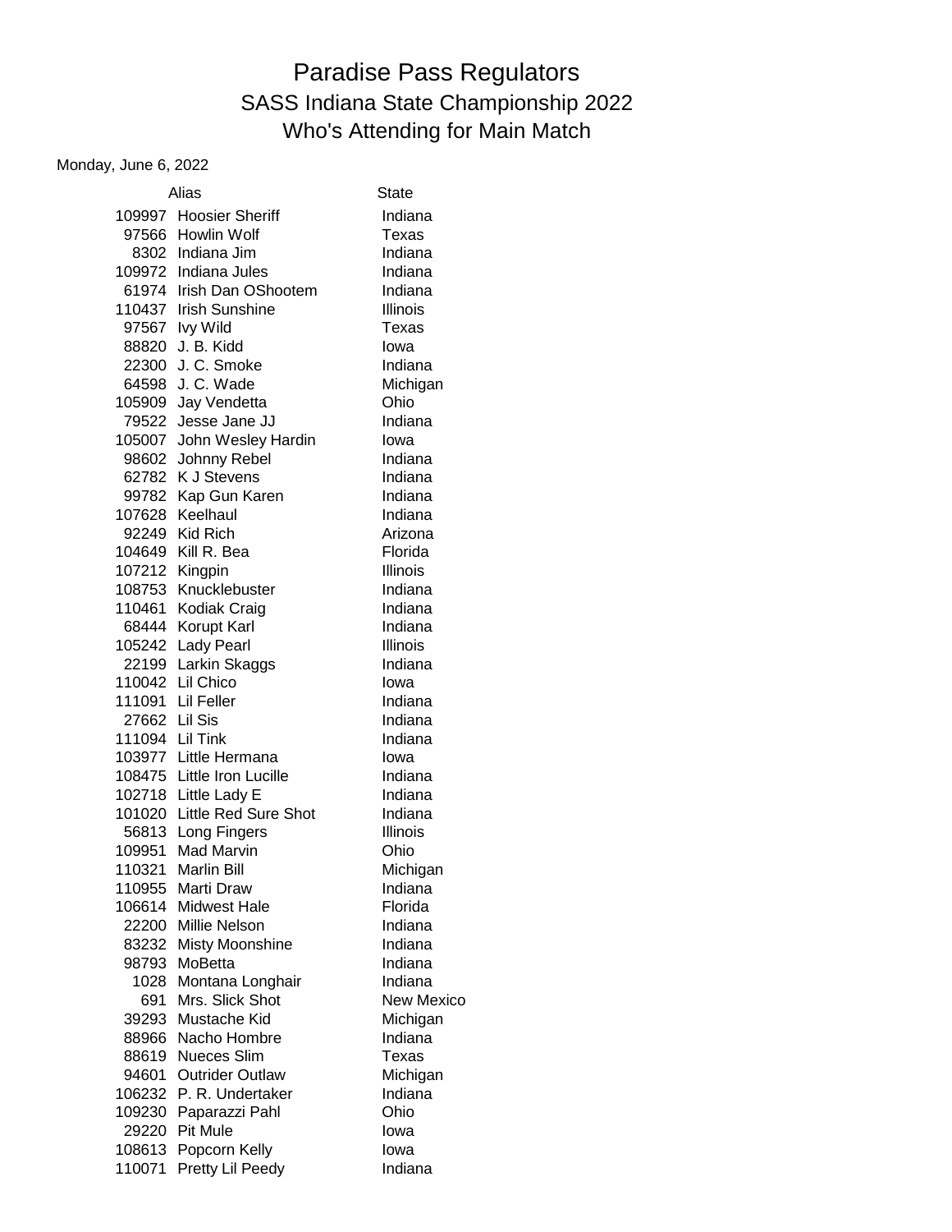# Paradise Pass Regulators

## SASS Indiana State Championship 2022

## Who's Attending for Main Match

Monday, June 6, 2022

| | Alias | State |
|---|---|---|
| 109997 | Hoosier Sheriff | Indiana |
| 97566 | Howlin Wolf | Texas |
| 8302 | Indiana Jim | Indiana |
| 109972 | Indiana Jules | Indiana |
| 61974 | Irish Dan OShootem | Indiana |
| 110437 | Irish Sunshine | Illinois |
| 97567 | Ivy Wild | Texas |
| 88820 | J. B. Kidd | Iowa |
| 22300 | J. C. Smoke | Indiana |
| 64598 | J. C. Wade | Michigan |
| 105909 | Jay Vendetta | Ohio |
| 79522 | Jesse Jane JJ | Indiana |
| 105007 | John Wesley Hardin | Iowa |
| 98602 | Johnny Rebel | Indiana |
| 62782 | K J Stevens | Indiana |
| 99782 | Kap Gun Karen | Indiana |
| 107628 | Keelhaul | Indiana |
| 92249 | Kid Rich | Arizona |
| 104649 | Kill R. Bea | Florida |
| 107212 | Kingpin | Illinois |
| 108753 | Knucklebuster | Indiana |
| 110461 | Kodiak Craig | Indiana |
| 68444 | Korupt Karl | Indiana |
| 105242 | Lady Pearl | Illinois |
| 22199 | Larkin Skaggs | Indiana |
| 110042 | Lil Chico | Iowa |
| 111091 | Lil Feller | Indiana |
| 27662 | Lil Sis | Indiana |
| 111094 | Lil Tink | Indiana |
| 103977 | Little Hermana | Iowa |
| 108475 | Little Iron Lucille | Indiana |
| 102718 | Little Lady E | Indiana |
| 101020 | Little Red Sure Shot | Indiana |
| 56813 | Long Fingers | Illinois |
| 109951 | Mad Marvin | Ohio |
| 110321 | Marlin Bill | Michigan |
| 110955 | Marti Draw | Indiana |
| 106614 | Midwest Hale | Florida |
| 22200 | Millie Nelson | Indiana |
| 83232 | Misty Moonshine | Indiana |
| 98793 | MoBetta | Indiana |
| 1028 | Montana Longhair | Indiana |
| 691 | Mrs. Slick Shot | New Mexico |
| 39293 | Mustache Kid | Michigan |
| 88966 | Nacho Hombre | Indiana |
| 88619 | Nueces Slim | Texas |
| 94601 | Outrider Outlaw | Michigan |
| 106232 | P. R. Undertaker | Indiana |
| 109230 | Paparazzi Pahl | Ohio |
| 29220 | Pit Mule | Iowa |
| 108613 | Popcorn Kelly | Iowa |
| 110071 | Pretty Lil Peedy | Indiana |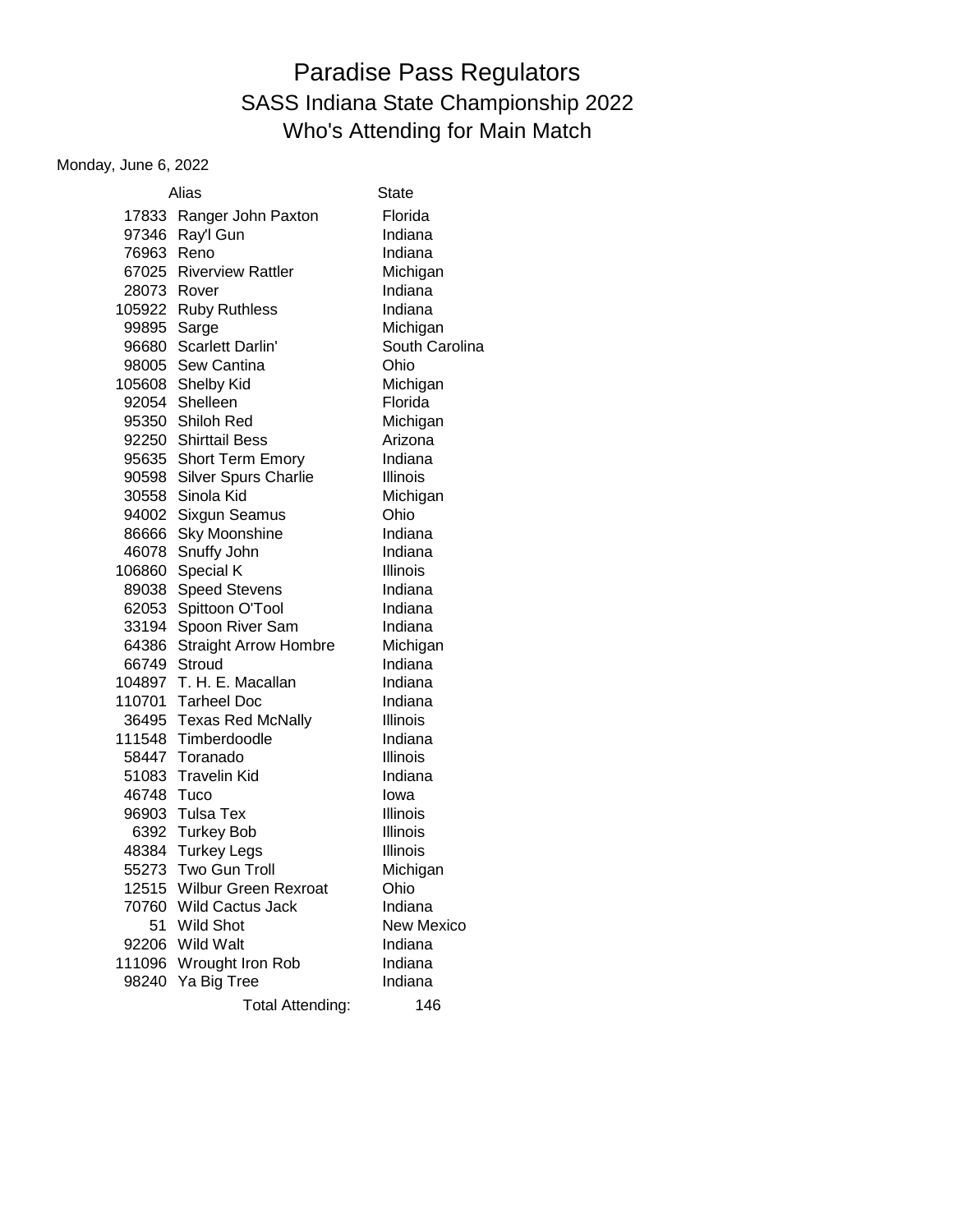# Paradise Pass Regulators

## SASS Indiana State Championship 2022

## Who's Attending for Main Match

Monday, June 6, 2022

| | Alias | State |
|---|---|---|
| 17833 | Ranger John Paxton | Florida |
| 97346 | Ray'l Gun | Indiana |
| 76963 | Reno | Indiana |
| 67025 | Riverview Rattler | Michigan |
| 28073 | Rover | Indiana |
| 105922 | Ruby Ruthless | Indiana |
| 99895 | Sarge | Michigan |
| 96680 | Scarlett Darlin' | South Carolina |
| 98005 | Sew Cantina | Ohio |
| 105608 | Shelby Kid | Michigan |
| 92054 | Shelleen | Florida |
| 95350 | Shiloh Red | Michigan |
| 92250 | Shirttail Bess | Arizona |
| 95635 | Short Term Emory | Indiana |
| 90598 | Silver Spurs Charlie | Illinois |
| 30558 | Sinola Kid | Michigan |
| 94002 | Sixgun Seamus | Ohio |
| 86666 | Sky Moonshine | Indiana |
| 46078 | Snuffy John | Indiana |
| 106860 | Special K | Illinois |
| 89038 | Speed Stevens | Indiana |
| 62053 | Spittoon O'Tool | Indiana |
| 33194 | Spoon River Sam | Indiana |
| 64386 | Straight Arrow Hombre | Michigan |
| 66749 | Stroud | Indiana |
| 104897 | T. H. E. Macallan | Indiana |
| 110701 | Tarheel Doc | Indiana |
| 36495 | Texas Red McNally | Illinois |
| 111548 | Timberdoodle | Indiana |
| 58447 | Toranado | Illinois |
| 51083 | Travelin Kid | Indiana |
| 46748 | Tuco | Iowa |
| 96903 | Tulsa Tex | Illinois |
| 6392 | Turkey Bob | Illinois |
| 48384 | Turkey Legs | Illinois |
| 55273 | Two Gun Troll | Michigan |
| 12515 | Wilbur Green Rexroat | Ohio |
| 70760 | Wild Cactus Jack | Indiana |
| 51 | Wild Shot | New Mexico |
| 92206 | Wild Walt | Indiana |
| 111096 | Wrought Iron Rob | Indiana |
| 98240 | Ya Big Tree | Indiana |
| | Total Attending: | 146 |